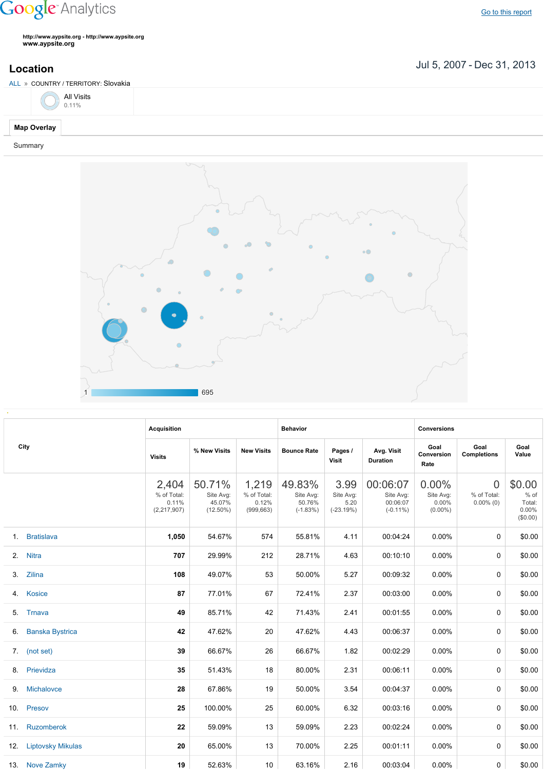Google Analytics

Go to this report

http://www.aypsite.org - http://www.aypsite.org
www.aypsite.org

## Location

Jul 5, 2007 - Dec 31, 2013

ALL » COUNTRY / TERRITORY: Slovakia

All Visits
0.11%

**Map Overlay**

Summary

1 695

| City | Acquisition | | | Behavior | | | Conversions | | |
|---|---|---|---|---|---|---|---|---|---|
| | Visits | % New Visits | New Visits | Bounce Rate | Pages / Visit | Avg. Visit Duration | Goal Conversion Rate | Goal Completions | Goal Value |
| | 2,404 % of Total: 0.11% (2,217,907) | 50.71% Site Avg: 45.07% (12.50%) | 1,219 % of Total: 0.12% (999,663) | 49.83% Site Avg: 50.76% (-1.83%) | 3.99 Site Avg: 5.20 (-23.19%) | 00:06:07 Site Avg: 00:06:07 (-0.11%) | 0.00% Site Avg: 0.00% (0.00%) | 0 % of Total: 0.00% (0) | $0.00 % of Total: 0.00% ($0.00) |
| 1. Bratislava | 1,050 | 54.67% | 574 | 55.81% | 4.11 | 00:04:24 | 0.00% | 0 | $0.00 |
| 2. Nitra | 707 | 29.99% | 212 | 28.71% | 4.63 | 00:10:10 | 0.00% | 0 | $0.00 |
| 3. Zilina | 108 | 49.07% | 53 | 50.00% | 5.27 | 00:09:32 | 0.00% | 0 | $0.00 |
| 4. Kosice | 87 | 77.01% | 67 | 72.41% | 2.37 | 00:03:00 | 0.00% | 0 | $0.00 |
| 5. Trnava | 49 | 85.71% | 42 | 71.43% | 2.41 | 00:01:55 | 0.00% | 0 | $0.00 |
| 6. Banska Bystrica | 42 | 47.62% | 20 | 47.62% | 4.43 | 00:06:37 | 0.00% | 0 | $0.00 |
| 7. (not set) | 39 | 66.67% | 26 | 66.67% | 1.82 | 00:02:29 | 0.00% | 0 | $0.00 |
| 8. Prievidza | 35 | 51.43% | 18 | 80.00% | 2.31 | 00:06:11 | 0.00% | 0 | $0.00 |
| 9. Michalovce | 28 | 67.86% | 19 | 50.00% | 3.54 | 00:04:37 | 0.00% | 0 | $0.00 |
| 10. Presov | 25 | 100.00% | 25 | 60.00% | 6.32 | 00:03:16 | 0.00% | 0 | $0.00 |
| 11. Ruzomberok | 22 | 59.09% | 13 | 59.09% | 2.23 | 00:02:24 | 0.00% | 0 | $0.00 |
| 12. Liptovsky Mikulas | 20 | 65.00% | 13 | 70.00% | 2.25 | 00:01:11 | 0.00% | 0 | $0.00 |
| 13. Nove Zamky | 19 | 52.63% | 10 | 63.16% | 2.16 | 00:03:04 | 0.00% | 0 | $0.00 |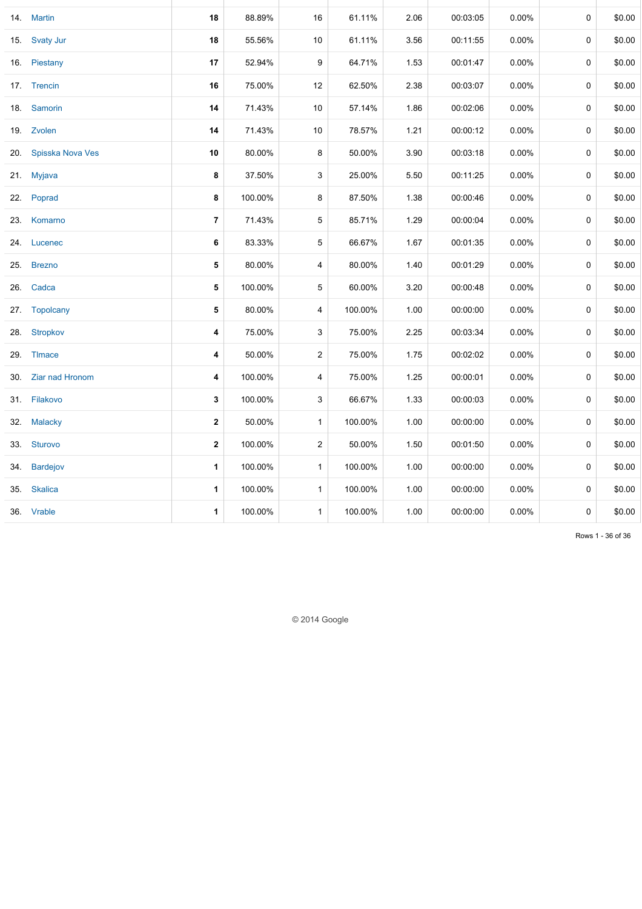| | | | | | | | | | |
|---|---|---|---|---|---|---|---|---|---|
| 14. | Martin | **18** | 88.89% | 16 | 61.11% | 2.06 | 00:03:05 | 0.00% | 0 | $0.00 |
| 15. | Svaty Jur | **18** | 55.56% | 10 | 61.11% | 3.56 | 00:11:55 | 0.00% | 0 | $0.00 |
| 16. | Piestany | **17** | 52.94% | 9 | 64.71% | 1.53 | 00:01:47 | 0.00% | 0 | $0.00 |
| 17. | Trencin | **16** | 75.00% | 12 | 62.50% | 2.38 | 00:03:07 | 0.00% | 0 | $0.00 |
| 18. | Samorin | **14** | 71.43% | 10 | 57.14% | 1.86 | 00:02:06 | 0.00% | 0 | $0.00 |
| 19. | Zvolen | **14** | 71.43% | 10 | 78.57% | 1.21 | 00:00:12 | 0.00% | 0 | $0.00 |
| 20. | Spisska Nova Ves | **10** | 80.00% | 8 | 50.00% | 3.90 | 00:03:18 | 0.00% | 0 | $0.00 |
| 21. | Myjava | **8** | 37.50% | 3 | 25.00% | 5.50 | 00:11:25 | 0.00% | 0 | $0.00 |
| 22. | Poprad | **8** | 100.00% | 8 | 87.50% | 1.38 | 00:00:46 | 0.00% | 0 | $0.00 |
| 23. | Komarno | **7** | 71.43% | 5 | 85.71% | 1.29 | 00:00:04 | 0.00% | 0 | $0.00 |
| 24. | Lucenec | **6** | 83.33% | 5 | 66.67% | 1.67 | 00:01:35 | 0.00% | 0 | $0.00 |
| 25. | Brezno | **5** | 80.00% | 4 | 80.00% | 1.40 | 00:01:29 | 0.00% | 0 | $0.00 |
| 26. | Cadca | **5** | 100.00% | 5 | 60.00% | 3.20 | 00:00:48 | 0.00% | 0 | $0.00 |
| 27. | Topolcany | **5** | 80.00% | 4 | 100.00% | 1.00 | 00:00:00 | 0.00% | 0 | $0.00 |
| 28. | Stropkov | **4** | 75.00% | 3 | 75.00% | 2.25 | 00:03:34 | 0.00% | 0 | $0.00 |
| 29. | Tlmace | **4** | 50.00% | 2 | 75.00% | 1.75 | 00:02:02 | 0.00% | 0 | $0.00 |
| 30. | Ziar nad Hronom | **4** | 100.00% | 4 | 75.00% | 1.25 | 00:00:01 | 0.00% | 0 | $0.00 |
| 31. | Filakovo | **3** | 100.00% | 3 | 66.67% | 1.33 | 00:00:03 | 0.00% | 0 | $0.00 |
| 32. | Malacky | **2** | 50.00% | 1 | 100.00% | 1.00 | 00:00:00 | 0.00% | 0 | $0.00 |
| 33. | Sturovo | **2** | 100.00% | 2 | 50.00% | 1.50 | 00:01:50 | 0.00% | 0 | $0.00 |
| 34. | Bardejov | **1** | 100.00% | 1 | 100.00% | 1.00 | 00:00:00 | 0.00% | 0 | $0.00 |
| 35. | Skalica | **1** | 100.00% | 1 | 100.00% | 1.00 | 00:00:00 | 0.00% | 0 | $0.00 |
| 36. | Vrable | **1** | 100.00% | 1 | 100.00% | 1.00 | 00:00:00 | 0.00% | 0 | $0.00 |

Rows 1 - 36 of 36

© 2014 Google